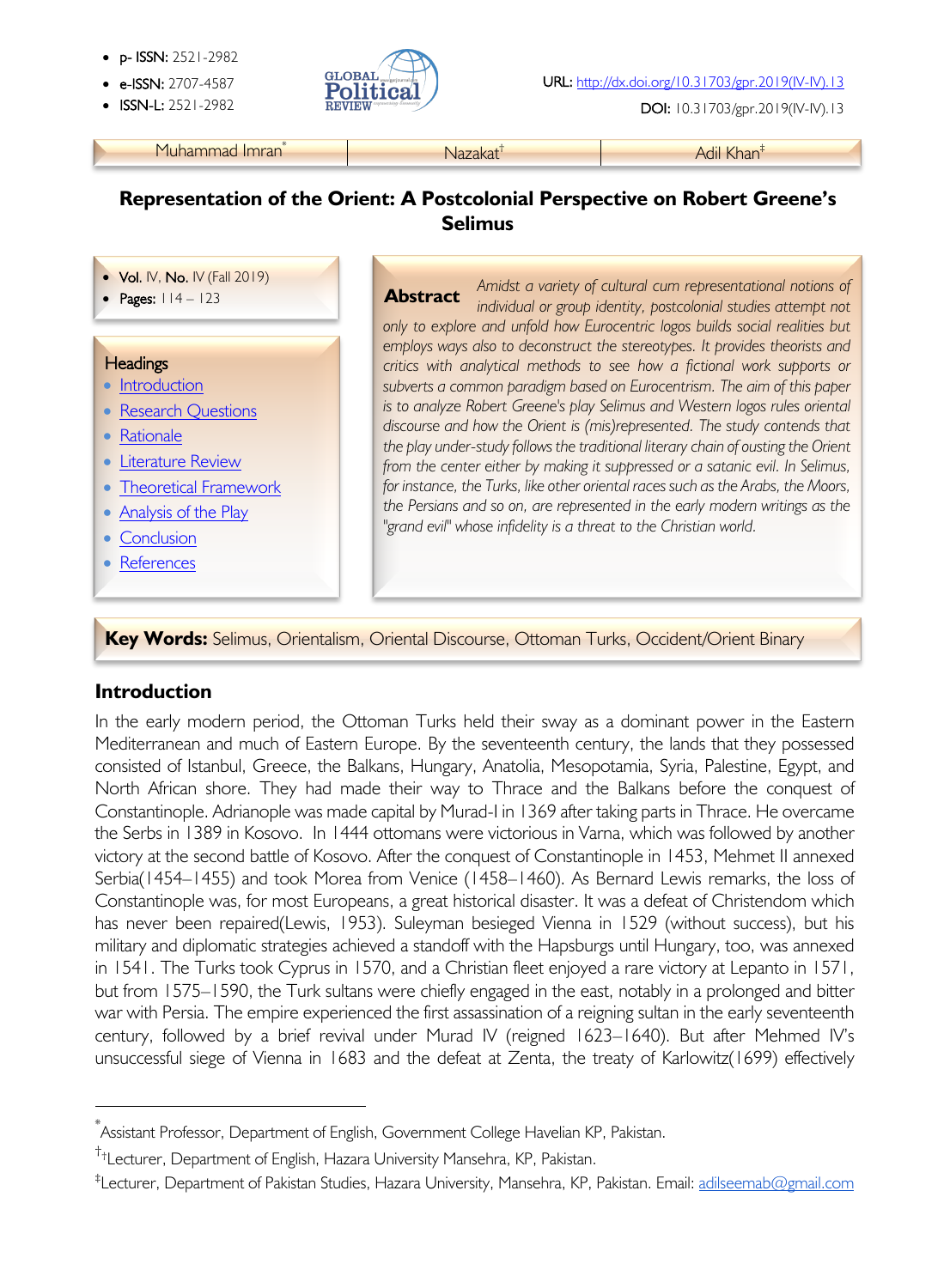- **p- ISSN:** 2521-2982
- **e-ISSN:** 2707-4587
- **ISSN-L:** 2521-2982

**URL:** http://dx.doi.org/10.31703/gpr.2019(IV-IV).13

**DOI:** 10.31703/gpr.2019(IV-IV).13

| Muhammad Imran[*] | Nazakat[†] | Adil Khan[‡] |
|---|---|---|

# Representation of the Orient: A Postcolonial Perspective on Robert Greene's Selimus

- **Vol.** IV, **No.** IV (Fall 2019)
- **Pages:** 114 – 123

**Headings**

- Introduction
- Research Questions
- Rationale
- Literature Review
- Theoretical Framework
- Analysis of the Play
- Conclusion
- References

**Abstract** *Amidst a variety of cultural cum representational notions of individual or group identity, postcolonial studies attempt not only to explore and unfold how Eurocentric logos builds social realities but employs ways also to deconstruct the stereotypes. It provides theorists and critics with analytical methods to see how a fictional work supports or subverts a common paradigm based on Eurocentrism. The aim of this paper is to analyze Robert Greene's play Selimus and Western logos rules oriental discourse and how the Orient is (mis)represented. The study contends that the play under-study follows the traditional literary chain of ousting the Orient from the center either by making it suppressed or a satanic evil. In Selimus, for instance, the Turks, like other oriental races such as the Arabs, the Moors, the Persians and so on, are represented in the early modern writings as the "grand evil" whose infidelity is a threat to the Christian world.*

**Key Words:** Selimus, Orientalism, Oriental Discourse, Ottoman Turks, Occident/Orient Binary

## Introduction

In the early modern period, the Ottoman Turks held their sway as a dominant power in the Eastern Mediterranean and much of Eastern Europe. By the seventeenth century, the lands that they possessed consisted of Istanbul, Greece, the Balkans, Hungary, Anatolia, Mesopotamia, Syria, Palestine, Egypt, and North African shore. They had made their way to Thrace and the Balkans before the conquest of Constantinople. Adrianople was made capital by Murad-I in 1369 after taking parts in Thrace. He overcame the Serbs in 1389 in Kosovo. In 1444 ottomans were victorious in Varna, which was followed by another victory at the second battle of Kosovo. After the conquest of Constantinople in 1453, Mehmet II annexed Serbia(1454–1455) and took Morea from Venice (1458–1460). As Bernard Lewis remarks, the loss of Constantinople was, for most Europeans, a great historical disaster. It was a defeat of Christendom which has never been repaired(Lewis, 1953). Suleyman besieged Vienna in 1529 (without success), but his military and diplomatic strategies achieved a standoff with the Hapsburgs until Hungary, too, was annexed in 1541. The Turks took Cyprus in 1570, and a Christian fleet enjoyed a rare victory at Lepanto in 1571, but from 1575–1590, the Turk sultans were chiefly engaged in the east, notably in a prolonged and bitter war with Persia. The empire experienced the first assassination of a reigning sultan in the early seventeenth century, followed by a brief revival under Murad IV (reigned 1623–1640). But after Mehmed IV's unsuccessful siege of Vienna in 1683 and the defeat at Zenta, the treaty of Karlowitz(1699) effectively

---

[*] Assistant Professor, Department of English, Government College Havelian KP, Pakistan.

[†] Lecturer, Department of English, Hazara University Mansehra, KP, Pakistan.

[‡] Lecturer, Department of Pakistan Studies, Hazara University, Mansehra, KP, Pakistan. Email: adilseemab@gmail.com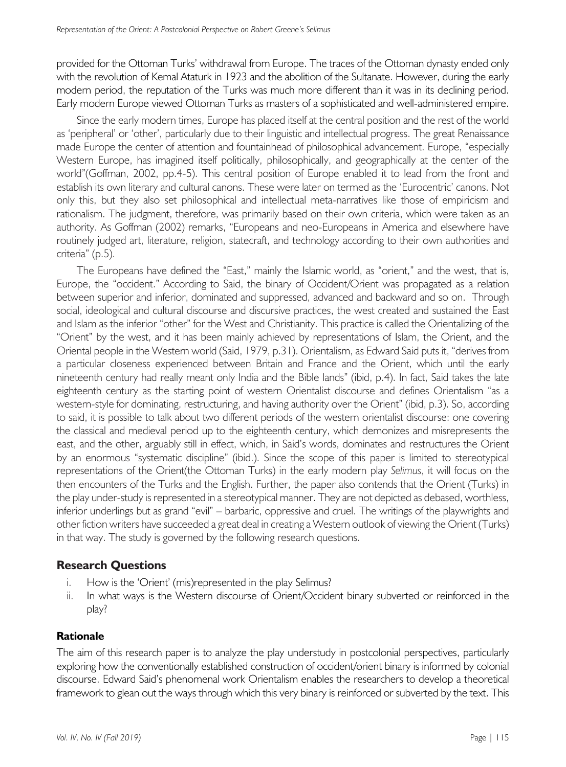provided for the Ottoman Turks' withdrawal from Europe. The traces of the Ottoman dynasty ended only with the revolution of Kemal Ataturk in 1923 and the abolition of the Sultanate. However, during the early modern period, the reputation of the Turks was much more different than it was in its declining period. Early modern Europe viewed Ottoman Turks as masters of a sophisticated and well-administered empire.

Since the early modern times, Europe has placed itself at the central position and the rest of the world as 'peripheral' or 'other', particularly due to their linguistic and intellectual progress. The great Renaissance made Europe the center of attention and fountainhead of philosophical advancement. Europe, "especially Western Europe, has imagined itself politically, philosophically, and geographically at the center of the world"(Goffman, 2002, pp.4-5). This central position of Europe enabled it to lead from the front and establish its own literary and cultural canons. These were later on termed as the 'Eurocentric' canons. Not only this, but they also set philosophical and intellectual meta-narratives like those of empiricism and rationalism. The judgment, therefore, was primarily based on their own criteria, which were taken as an authority. As Goffman (2002) remarks, "Europeans and neo-Europeans in America and elsewhere have routinely judged art, literature, religion, statecraft, and technology according to their own authorities and criteria" (p.5).

The Europeans have defined the "East," mainly the Islamic world, as "orient," and the west, that is, Europe, the "occident." According to Said, the binary of Occident/Orient was propagated as a relation between superior and inferior, dominated and suppressed, advanced and backward and so on. Through social, ideological and cultural discourse and discursive practices, the west created and sustained the East and Islam as the inferior "other" for the West and Christianity. This practice is called the Orientalizing of the "Orient" by the west, and it has been mainly achieved by representations of Islam, the Orient, and the Oriental people in the Western world (Said, 1979, p.31). Orientalism, as Edward Said puts it, "derives from a particular closeness experienced between Britain and France and the Orient, which until the early nineteenth century had really meant only India and the Bible lands" (ibid, p.4). In fact, Said takes the late eighteenth century as the starting point of western Orientalist discourse and defines Orientalism "as a western-style for dominating, restructuring, and having authority over the Orient" (ibid, p.3). So, according to said, it is possible to talk about two different periods of the western orientalist discourse: one covering the classical and medieval period up to the eighteenth century, which demonizes and misrepresents the east, and the other, arguably still in effect, which, in Said's words, dominates and restructures the Orient by an enormous "systematic discipline" (ibid.). Since the scope of this paper is limited to stereotypical representations of the Orient(the Ottoman Turks) in the early modern play *Selimus*, it will focus on the then encounters of the Turks and the English. Further, the paper also contends that the Orient (Turks) in the play under-study is represented in a stereotypical manner. They are not depicted as debased, worthless, inferior underlings but as grand "evil" – barbaric, oppressive and cruel. The writings of the playwrights and other fiction writers have succeeded a great deal in creating a Western outlook of viewing the Orient (Turks) in that way. The study is governed by the following research questions.

## Research Questions

i. How is the 'Orient' (mis)represented in the play Selimus?
ii. In what ways is the Western discourse of Orient/Occident binary subverted or reinforced in the play?

### Rationale

The aim of this research paper is to analyze the play understudy in postcolonial perspectives, particularly exploring how the conventionally established construction of occident/orient binary is informed by colonial discourse. Edward Said's phenomenal work Orientalism enables the researchers to develop a theoretical framework to glean out the ways through which this very binary is reinforced or subverted by the text. This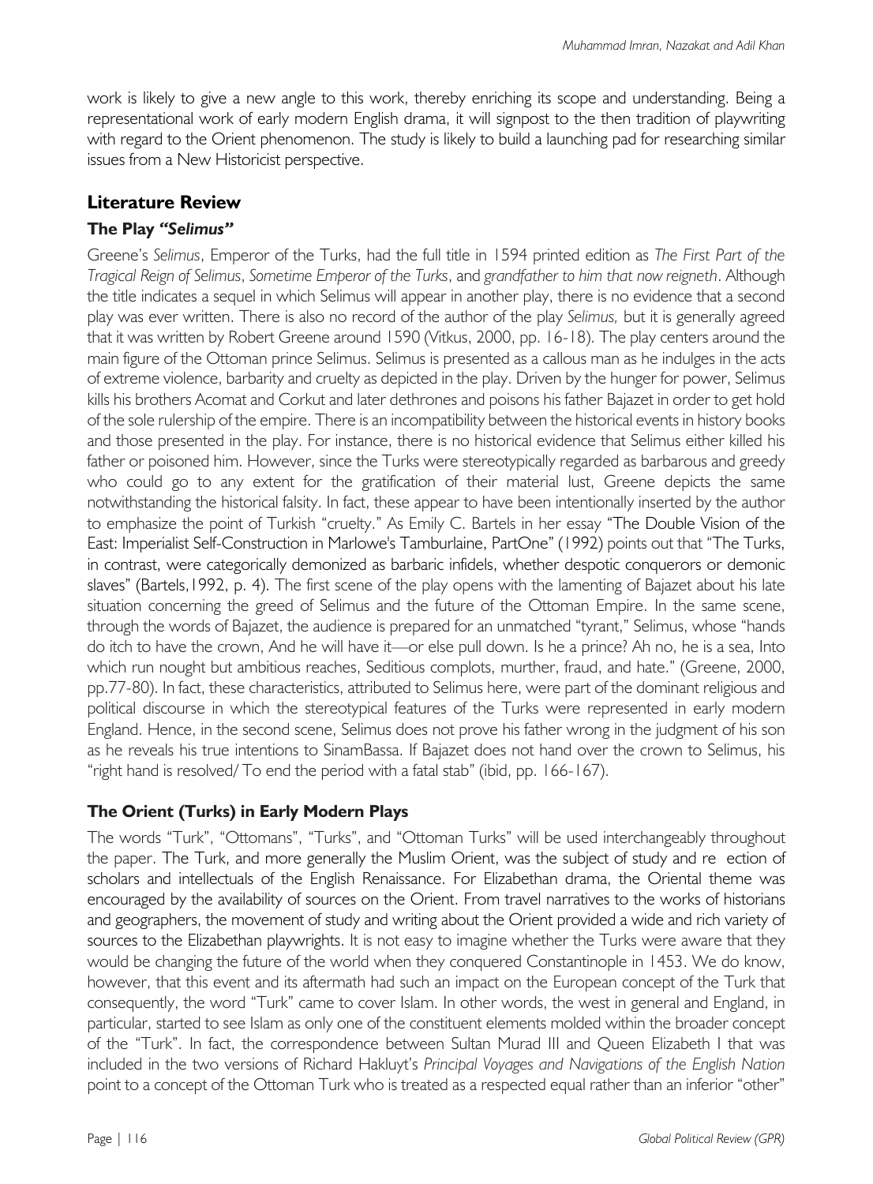work is likely to give a new angle to this work, thereby enriching its scope and understanding. Being a representational work of early modern English drama, it will signpost to the then tradition of playwriting with regard to the Orient phenomenon. The study is likely to build a launching pad for researching similar issues from a New Historicist perspective.

## Literature Review

### The Play *"Selimus"*

Greene's *Selimus*, Emperor of the Turks, had the full title in 1594 printed edition as *The First Part of the Tragical Reign of Selimus*, *Sometime Emperor of the Turks*, and *grandfather to him that now reigneth*. Although the title indicates a sequel in which Selimus will appear in another play, there is no evidence that a second play was ever written. There is also no record of the author of the play *Selimus,* but it is generally agreed that it was written by Robert Greene around 1590 (Vitkus, 2000, pp. 16-18). The play centers around the main figure of the Ottoman prince Selimus. Selimus is presented as a callous man as he indulges in the acts of extreme violence, barbarity and cruelty as depicted in the play. Driven by the hunger for power, Selimus kills his brothers Acomat and Corkut and later dethrones and poisons his father Bajazet in order to get hold of the sole rulership of the empire. There is an incompatibility between the historical events in history books and those presented in the play. For instance, there is no historical evidence that Selimus either killed his father or poisoned him. However, since the Turks were stereotypically regarded as barbarous and greedy who could go to any extent for the gratification of their material lust, Greene depicts the same notwithstanding the historical falsity. In fact, these appear to have been intentionally inserted by the author to emphasize the point of Turkish "cruelty." As Emily C. Bartels in her essay "The Double Vision of the East: Imperialist Self-Construction in Marlowe's Tamburlaine, PartOne" (1992) points out that "The Turks, in contrast, were categorically demonized as barbaric infidels, whether despotic conquerors or demonic slaves" (Bartels,1992, p. 4). The first scene of the play opens with the lamenting of Bajazet about his late situation concerning the greed of Selimus and the future of the Ottoman Empire. In the same scene, through the words of Bajazet, the audience is prepared for an unmatched "tyrant," Selimus, whose "hands do itch to have the crown, And he will have it—or else pull down. Is he a prince? Ah no, he is a sea, Into which run nought but ambitious reaches, Seditious complots, murther, fraud, and hate." (Greene, 2000, pp.77-80). In fact, these characteristics, attributed to Selimus here, were part of the dominant religious and political discourse in which the stereotypical features of the Turks were represented in early modern England. Hence, in the second scene, Selimus does not prove his father wrong in the judgment of his son as he reveals his true intentions to SinamBassa. If Bajazet does not hand over the crown to Selimus, his "right hand is resolved/ To end the period with a fatal stab" (ibid, pp. 166-167).

### The Orient (Turks) in Early Modern Plays

The words "Turk", "Ottomans", "Turks", and "Ottoman Turks" will be used interchangeably throughout the paper. The Turk, and more generally the Muslim Orient, was the subject of study and re ection of scholars and intellectuals of the English Renaissance. For Elizabethan drama, the Oriental theme was encouraged by the availability of sources on the Orient. From travel narratives to the works of historians and geographers, the movement of study and writing about the Orient provided a wide and rich variety of sources to the Elizabethan playwrights. It is not easy to imagine whether the Turks were aware that they would be changing the future of the world when they conquered Constantinople in 1453. We do know, however, that this event and its aftermath had such an impact on the European concept of the Turk that consequently, the word "Turk" came to cover Islam. In other words, the west in general and England, in particular, started to see Islam as only one of the constituent elements molded within the broader concept of the "Turk". In fact, the correspondence between Sultan Murad III and Queen Elizabeth I that was included in the two versions of Richard Hakluyt's *Principal Voyages and Navigations of the English Nation* point to a concept of the Ottoman Turk who is treated as a respected equal rather than an inferior "other"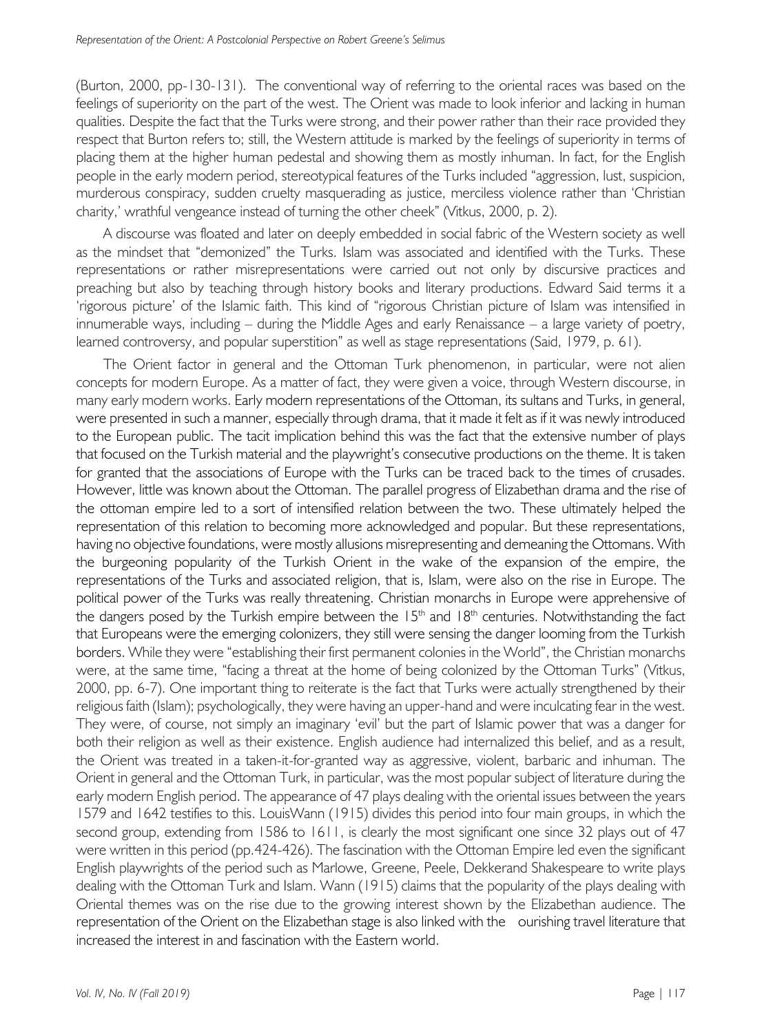(Burton, 2000, pp-130-131). The conventional way of referring to the oriental races was based on the feelings of superiority on the part of the west. The Orient was made to look inferior and lacking in human qualities. Despite the fact that the Turks were strong, and their power rather than their race provided they respect that Burton refers to; still, the Western attitude is marked by the feelings of superiority in terms of placing them at the higher human pedestal and showing them as mostly inhuman. In fact, for the English people in the early modern period, stereotypical features of the Turks included "aggression, lust, suspicion, murderous conspiracy, sudden cruelty masquerading as justice, merciless violence rather than 'Christian charity,' wrathful vengeance instead of turning the other cheek" (Vitkus, 2000, p. 2).

A discourse was floated and later on deeply embedded in social fabric of the Western society as well as the mindset that "demonized" the Turks. Islam was associated and identified with the Turks. These representations or rather misrepresentations were carried out not only by discursive practices and preaching but also by teaching through history books and literary productions. Edward Said terms it a 'rigorous picture' of the Islamic faith. This kind of "rigorous Christian picture of Islam was intensified in innumerable ways, including – during the Middle Ages and early Renaissance – a large variety of poetry, learned controversy, and popular superstition" as well as stage representations (Said, 1979, p. 61).

The Orient factor in general and the Ottoman Turk phenomenon, in particular, were not alien concepts for modern Europe. As a matter of fact, they were given a voice, through Western discourse, in many early modern works. Early modern representations of the Ottoman, its sultans and Turks, in general, were presented in such a manner, especially through drama, that it made it felt as if it was newly introduced to the European public. The tacit implication behind this was the fact that the extensive number of plays that focused on the Turkish material and the playwright's consecutive productions on the theme. It is taken for granted that the associations of Europe with the Turks can be traced back to the times of crusades. However, little was known about the Ottoman. The parallel progress of Elizabethan drama and the rise of the ottoman empire led to a sort of intensified relation between the two. These ultimately helped the representation of this relation to becoming more acknowledged and popular. But these representations, having no objective foundations, were mostly allusions misrepresenting and demeaning the Ottomans. With the burgeoning popularity of the Turkish Orient in the wake of the expansion of the empire, the representations of the Turks and associated religion, that is, Islam, were also on the rise in Europe. The political power of the Turks was really threatening. Christian monarchs in Europe were apprehensive of the dangers posed by the Turkish empire between the 15th and 18th centuries. Notwithstanding the fact that Europeans were the emerging colonizers, they still were sensing the danger looming from the Turkish borders. While they were "establishing their first permanent colonies in the World", the Christian monarchs were, at the same time, "facing a threat at the home of being colonized by the Ottoman Turks" (Vitkus, 2000, pp. 6-7). One important thing to reiterate is the fact that Turks were actually strengthened by their religious faith (Islam); psychologically, they were having an upper-hand and were inculcating fear in the west. They were, of course, not simply an imaginary 'evil' but the part of Islamic power that was a danger for both their religion as well as their existence. English audience had internalized this belief, and as a result, the Orient was treated in a taken-it-for-granted way as aggressive, violent, barbaric and inhuman. The Orient in general and the Ottoman Turk, in particular, was the most popular subject of literature during the early modern English period. The appearance of 47 plays dealing with the oriental issues between the years 1579 and 1642 testifies to this. LouisWann (1915) divides this period into four main groups, in which the second group, extending from 1586 to 1611, is clearly the most significant one since 32 plays out of 47 were written in this period (pp.424-426). The fascination with the Ottoman Empire led even the significant English playwrights of the period such as Marlowe, Greene, Peele, Dekkerand Shakespeare to write plays dealing with the Ottoman Turk and Islam. Wann (1915) claims that the popularity of the plays dealing with Oriental themes was on the rise due to the growing interest shown by the Elizabethan audience. The representation of the Orient on the Elizabethan stage is also linked with the ourishing travel literature that increased the interest in and fascination with the Eastern world.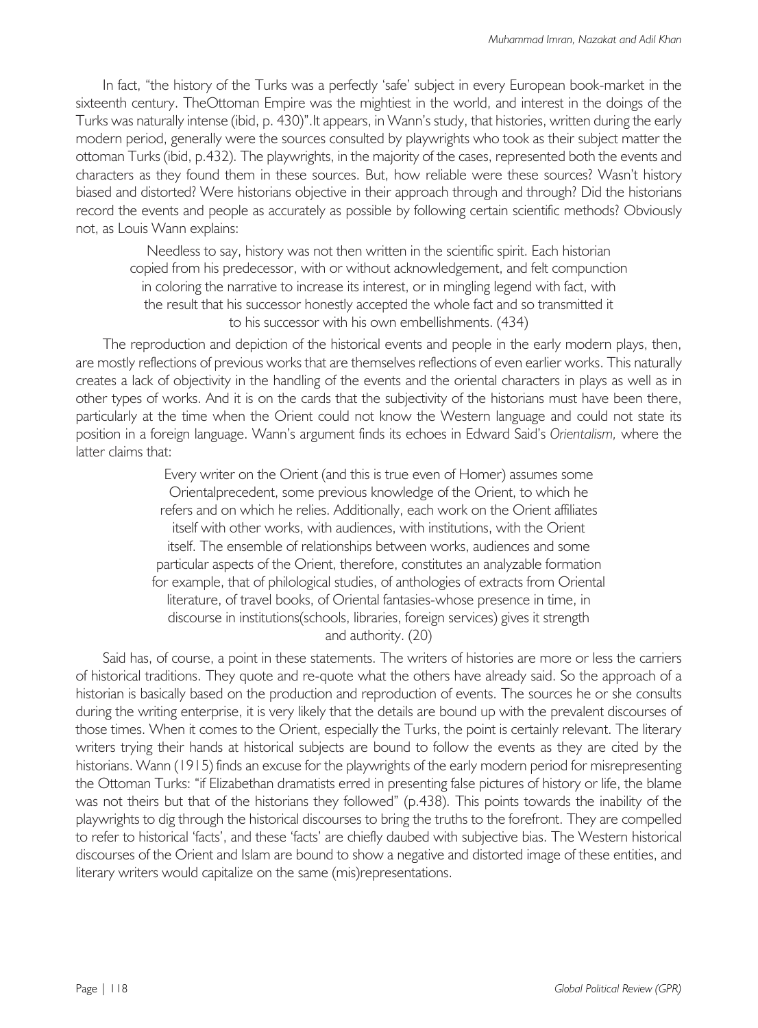In fact, "the history of the Turks was a perfectly 'safe' subject in every European book-market in the sixteenth century. TheOttoman Empire was the mightiest in the world, and interest in the doings of the Turks was naturally intense (ibid, p. 430)".It appears, in Wann's study, that histories, written during the early modern period, generally were the sources consulted by playwrights who took as their subject matter the ottoman Turks (ibid, p.432). The playwrights, in the majority of the cases, represented both the events and characters as they found them in these sources. But, how reliable were these sources? Wasn't history biased and distorted? Were historians objective in their approach through and through? Did the historians record the events and people as accurately as possible by following certain scientific methods? Obviously not, as Louis Wann explains:

> Needless to say, history was not then written in the scientific spirit. Each historian copied from his predecessor, with or without acknowledgement, and felt compunction in coloring the narrative to increase its interest, or in mingling legend with fact, with the result that his successor honestly accepted the whole fact and so transmitted it to his successor with his own embellishments. (434)

The reproduction and depiction of the historical events and people in the early modern plays, then, are mostly reflections of previous works that are themselves reflections of even earlier works. This naturally creates a lack of objectivity in the handling of the events and the oriental characters in plays as well as in other types of works. And it is on the cards that the subjectivity of the historians must have been there, particularly at the time when the Orient could not know the Western language and could not state its position in a foreign language. Wann's argument finds its echoes in Edward Said's *Orientalism,* where the latter claims that:

> Every writer on the Orient (and this is true even of Homer) assumes some Orientalprecedent, some previous knowledge of the Orient, to which he refers and on which he relies. Additionally, each work on the Orient affiliates itself with other works, with audiences, with institutions, with the Orient itself. The ensemble of relationships between works, audiences and some particular aspects of the Orient, therefore, constitutes an analyzable formation for example, that of philological studies, of anthologies of extracts from Oriental literature, of travel books, of Oriental fantasies-whose presence in time, in discourse in institutions(schools, libraries, foreign services) gives it strength and authority. (20)

Said has, of course, a point in these statements. The writers of histories are more or less the carriers of historical traditions. They quote and re-quote what the others have already said. So the approach of a historian is basically based on the production and reproduction of events. The sources he or she consults during the writing enterprise, it is very likely that the details are bound up with the prevalent discourses of those times. When it comes to the Orient, especially the Turks, the point is certainly relevant. The literary writers trying their hands at historical subjects are bound to follow the events as they are cited by the historians. Wann (1915) finds an excuse for the playwrights of the early modern period for misrepresenting the Ottoman Turks: "if Elizabethan dramatists erred in presenting false pictures of history or life, the blame was not theirs but that of the historians they followed" (p.438). This points towards the inability of the playwrights to dig through the historical discourses to bring the truths to the forefront. They are compelled to refer to historical 'facts', and these 'facts' are chiefly daubed with subjective bias. The Western historical discourses of the Orient and Islam are bound to show a negative and distorted image of these entities, and literary writers would capitalize on the same (mis)representations.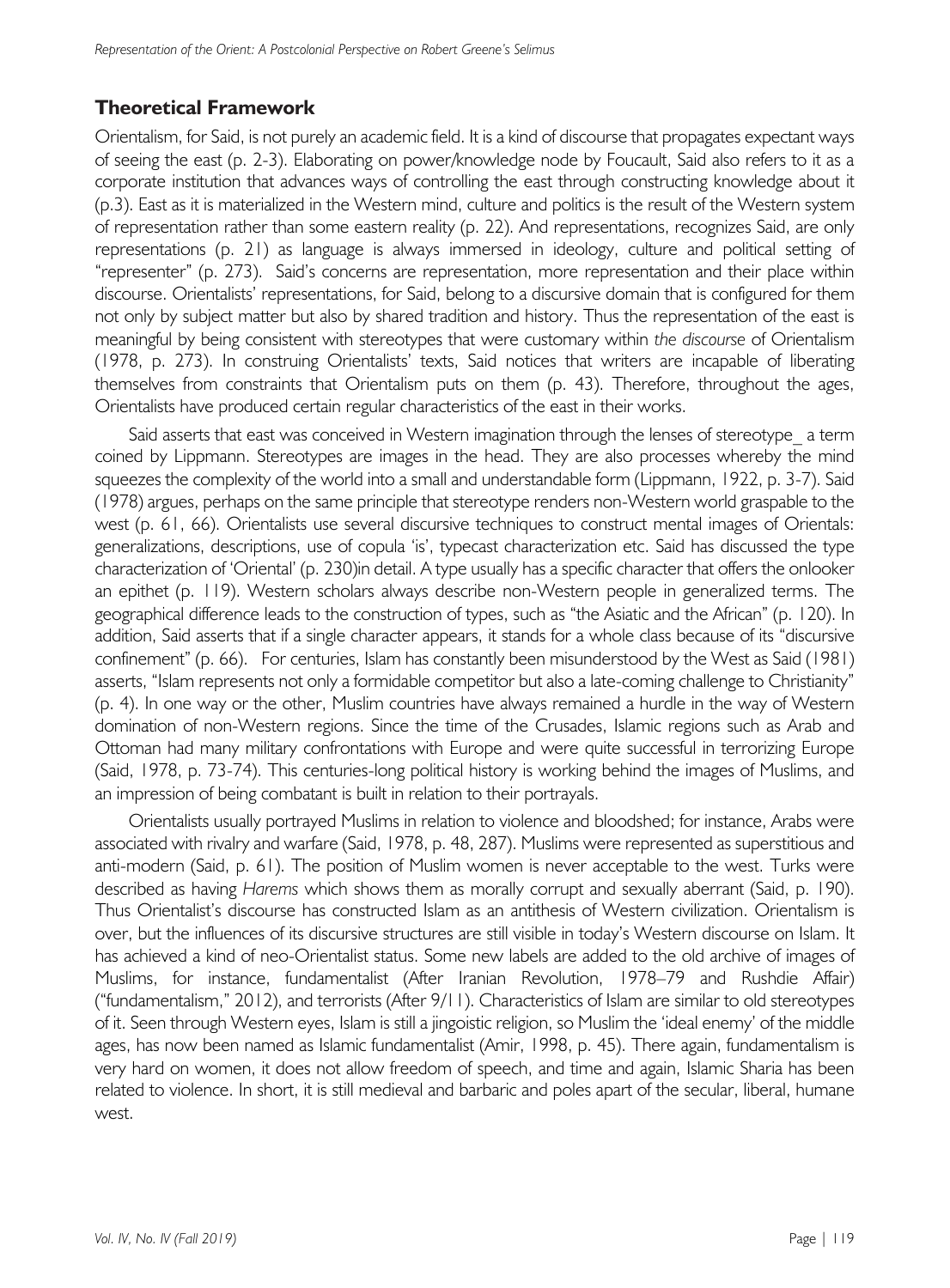## Theoretical Framework

Orientalism, for Said, is not purely an academic field. It is a kind of discourse that propagates expectant ways of seeing the east (p. 2-3). Elaborating on power/knowledge node by Foucault, Said also refers to it as a corporate institution that advances ways of controlling the east through constructing knowledge about it (p.3). East as it is materialized in the Western mind, culture and politics is the result of the Western system of representation rather than some eastern reality (p. 22). And representations, recognizes Said, are only representations (p. 21) as language is always immersed in ideology, culture and political setting of "representer" (p. 273). Said's concerns are representation, more representation and their place within discourse. Orientalists' representations, for Said, belong to a discursive domain that is configured for them not only by subject matter but also by shared tradition and history. Thus the representation of the east is meaningful by being consistent with stereotypes that were customary within *the discourse* of Orientalism (1978, p. 273). In construing Orientalists' texts, Said notices that writers are incapable of liberating themselves from constraints that Orientalism puts on them (p. 43). Therefore, throughout the ages, Orientalists have produced certain regular characteristics of the east in their works.

Said asserts that east was conceived in Western imagination through the lenses of stereotype_ a term coined by Lippmann. Stereotypes are images in the head. They are also processes whereby the mind squeezes the complexity of the world into a small and understandable form (Lippmann, 1922, p. 3-7). Said (1978) argues, perhaps on the same principle that stereotype renders non-Western world graspable to the west (p. 61, 66). Orientalists use several discursive techniques to construct mental images of Orientals: generalizations, descriptions, use of copula 'is', typecast characterization etc. Said has discussed the type characterization of 'Oriental' (p. 230)in detail. A type usually has a specific character that offers the onlooker an epithet (p. 119). Western scholars always describe non-Western people in generalized terms. The geographical difference leads to the construction of types, such as "the Asiatic and the African" (p. 120). In addition, Said asserts that if a single character appears, it stands for a whole class because of its "discursive confinement" (p. 66). For centuries, Islam has constantly been misunderstood by the West as Said (1981) asserts, "Islam represents not only a formidable competitor but also a late-coming challenge to Christianity" (p. 4). In one way or the other, Muslim countries have always remained a hurdle in the way of Western domination of non-Western regions. Since the time of the Crusades, Islamic regions such as Arab and Ottoman had many military confrontations with Europe and were quite successful in terrorizing Europe (Said, 1978, p. 73-74). This centuries-long political history is working behind the images of Muslims, and an impression of being combatant is built in relation to their portrayals.

Orientalists usually portrayed Muslims in relation to violence and bloodshed; for instance, Arabs were associated with rivalry and warfare (Said, 1978, p. 48, 287). Muslims were represented as superstitious and anti-modern (Said, p. 61). The position of Muslim women is never acceptable to the west. Turks were described as having *Harems* which shows them as morally corrupt and sexually aberrant (Said, p. 190). Thus Orientalist's discourse has constructed Islam as an antithesis of Western civilization. Orientalism is over, but the influences of its discursive structures are still visible in today's Western discourse on Islam. It has achieved a kind of neo-Orientalist status. Some new labels are added to the old archive of images of Muslims, for instance, fundamentalist (After Iranian Revolution, 1978–79 and Rushdie Affair) ("fundamentalism," 2012), and terrorists (After 9/11). Characteristics of Islam are similar to old stereotypes of it. Seen through Western eyes, Islam is still a jingoistic religion, so Muslim the 'ideal enemy' of the middle ages, has now been named as Islamic fundamentalist (Amir, 1998, p. 45). There again, fundamentalism is very hard on women, it does not allow freedom of speech, and time and again, Islamic Sharia has been related to violence. In short, it is still medieval and barbaric and poles apart of the secular, liberal, humane west.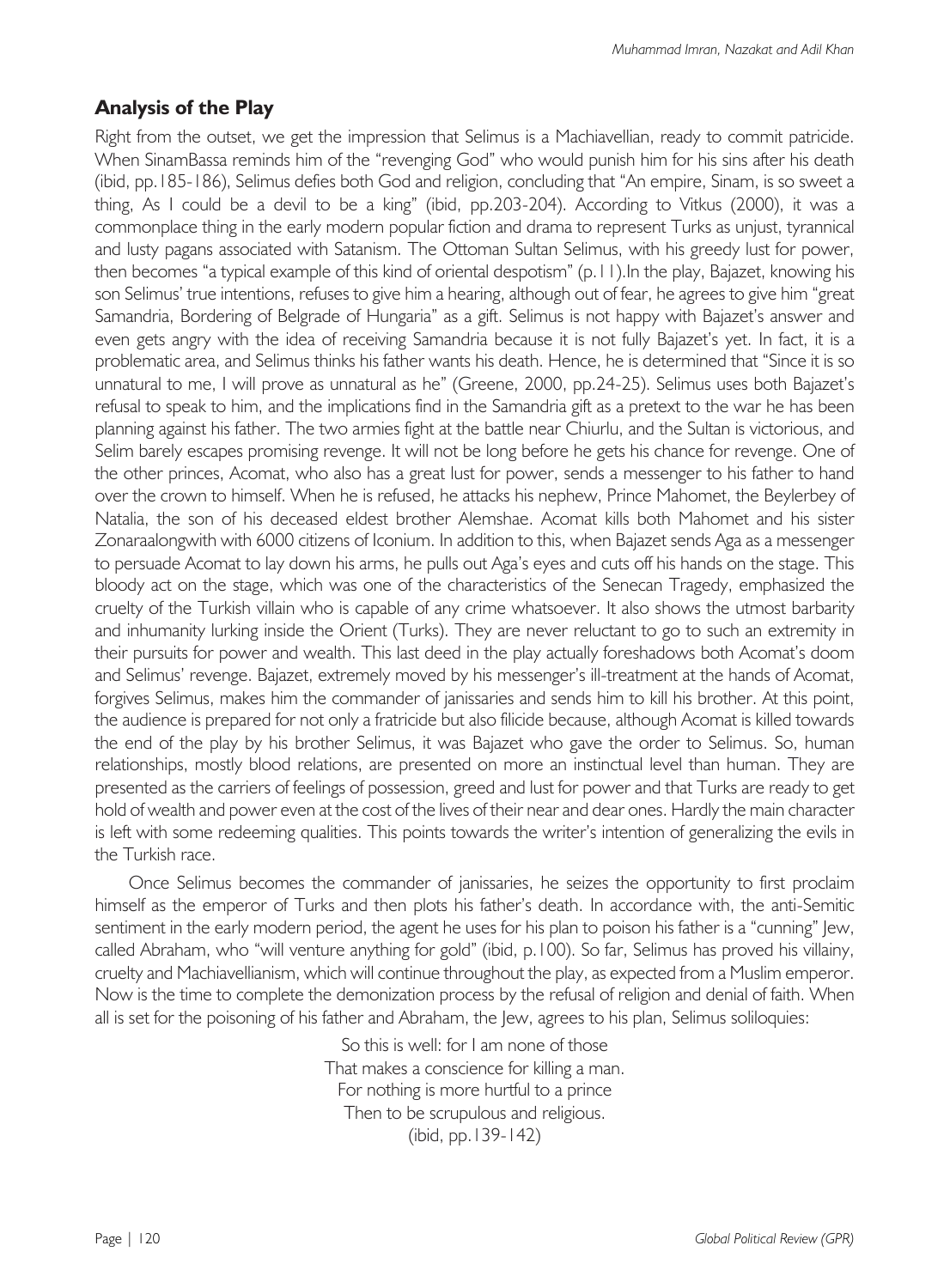## Analysis of the Play

Right from the outset, we get the impression that Selimus is a Machiavellian, ready to commit patricide. When SinamBassa reminds him of the "revenging God" who would punish him for his sins after his death (ibid, pp.185-186), Selimus defies both God and religion, concluding that "An empire, Sinam, is so sweet a thing, As I could be a devil to be a king" (ibid, pp.203-204). According to Vitkus (2000), it was a commonplace thing in the early modern popular fiction and drama to represent Turks as unjust, tyrannical and lusty pagans associated with Satanism. The Ottoman Sultan Selimus, with his greedy lust for power, then becomes "a typical example of this kind of oriental despotism" (p.11).In the play, Bajazet, knowing his son Selimus' true intentions, refuses to give him a hearing, although out of fear, he agrees to give him "great Samandria, Bordering of Belgrade of Hungaria" as a gift. Selimus is not happy with Bajazet's answer and even gets angry with the idea of receiving Samandria because it is not fully Bajazet's yet. In fact, it is a problematic area, and Selimus thinks his father wants his death. Hence, he is determined that "Since it is so unnatural to me, I will prove as unnatural as he" (Greene, 2000, pp.24-25). Selimus uses both Bajazet's refusal to speak to him, and the implications find in the Samandria gift as a pretext to the war he has been planning against his father. The two armies fight at the battle near Chiurlu, and the Sultan is victorious, and Selim barely escapes promising revenge. It will not be long before he gets his chance for revenge. One of the other princes, Acomat, who also has a great lust for power, sends a messenger to his father to hand over the crown to himself. When he is refused, he attacks his nephew, Prince Mahomet, the Beylerbey of Natalia, the son of his deceased eldest brother Alemshae. Acomat kills both Mahomet and his sister Zonaraalongwith with 6000 citizens of Iconium. In addition to this, when Bajazet sends Aga as a messenger to persuade Acomat to lay down his arms, he pulls out Aga's eyes and cuts off his hands on the stage. This bloody act on the stage, which was one of the characteristics of the Senecan Tragedy, emphasized the cruelty of the Turkish villain who is capable of any crime whatsoever. It also shows the utmost barbarity and inhumanity lurking inside the Orient (Turks). They are never reluctant to go to such an extremity in their pursuits for power and wealth. This last deed in the play actually foreshadows both Acomat's doom and Selimus' revenge. Bajazet, extremely moved by his messenger's ill-treatment at the hands of Acomat, forgives Selimus, makes him the commander of janissaries and sends him to kill his brother. At this point, the audience is prepared for not only a fratricide but also filicide because, although Acomat is killed towards the end of the play by his brother Selimus, it was Bajazet who gave the order to Selimus. So, human relationships, mostly blood relations, are presented on more an instinctual level than human. They are presented as the carriers of feelings of possession, greed and lust for power and that Turks are ready to get hold of wealth and power even at the cost of the lives of their near and dear ones. Hardly the main character is left with some redeeming qualities. This points towards the writer's intention of generalizing the evils in the Turkish race.

Once Selimus becomes the commander of janissaries, he seizes the opportunity to first proclaim himself as the emperor of Turks and then plots his father's death. In accordance with, the anti-Semitic sentiment in the early modern period, the agent he uses for his plan to poison his father is a "cunning" Jew, called Abraham, who "will venture anything for gold" (ibid, p.100). So far, Selimus has proved his villainy, cruelty and Machiavellianism, which will continue throughout the play, as expected from a Muslim emperor. Now is the time to complete the demonization process by the refusal of religion and denial of faith. When all is set for the poisoning of his father and Abraham, the Jew, agrees to his plan, Selimus soliloquies:

> So this is well: for I am none of those
> That makes a conscience for killing a man.
> For nothing is more hurtful to a prince
> Then to be scrupulous and religious.
> (ibid, pp.139-142)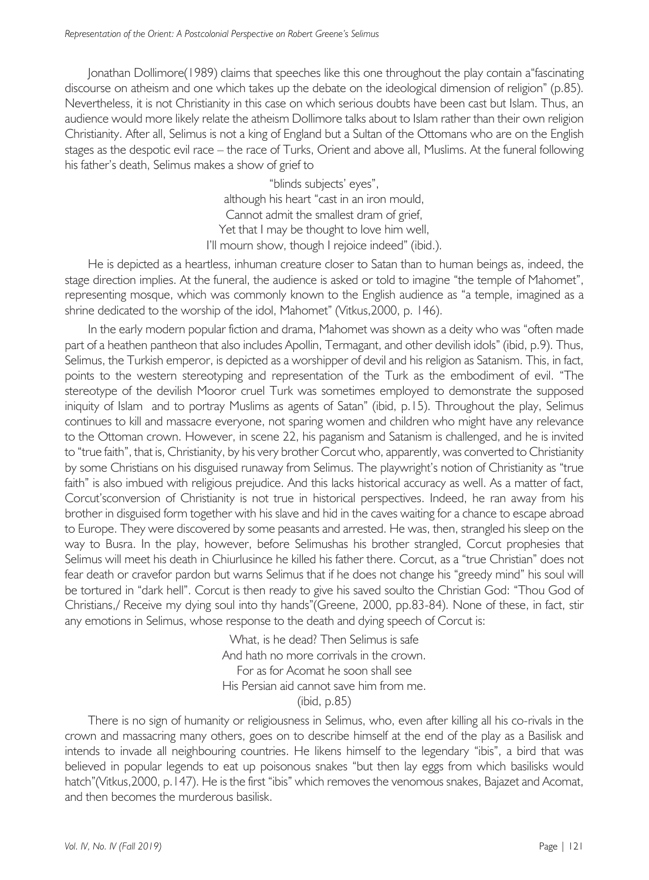Jonathan Dollimore(1989) claims that speeches like this one throughout the play contain a"fascinating discourse on atheism and one which takes up the debate on the ideological dimension of religion" (p.85). Nevertheless, it is not Christianity in this case on which serious doubts have been cast but Islam. Thus, an audience would more likely relate the atheism Dollimore talks about to Islam rather than their own religion Christianity. After all, Selimus is not a king of England but a Sultan of the Ottomans who are on the English stages as the despotic evil race – the race of Turks, Orient and above all, Muslims. At the funeral following his father's death, Selimus makes a show of grief to

> "blinds subjects' eyes",  
> although his heart "cast in an iron mould,  
> Cannot admit the smallest dram of grief,  
> Yet that I may be thought to love him well,  
> I'll mourn show, though I rejoice indeed" (ibid.).

He is depicted as a heartless, inhuman creature closer to Satan than to human beings as, indeed, the stage direction implies. At the funeral, the audience is asked or told to imagine "the temple of Mahomet", representing mosque, which was commonly known to the English audience as "a temple, imagined as a shrine dedicated to the worship of the idol, Mahomet" (Vitkus,2000, p. 146).

In the early modern popular fiction and drama, Mahomet was shown as a deity who was "often made part of a heathen pantheon that also includes Apollin, Termagant, and other devilish idols" (ibid, p.9). Thus, Selimus, the Turkish emperor, is depicted as a worshipper of devil and his religion as Satanism. This, in fact, points to the western stereotyping and representation of the Turk as the embodiment of evil. "The stereotype of the devilish Mooror cruel Turk was sometimes employed to demonstrate the supposed iniquity of Islam and to portray Muslims as agents of Satan" (ibid, p.15). Throughout the play, Selimus continues to kill and massacre everyone, not sparing women and children who might have any relevance to the Ottoman crown. However, in scene 22, his paganism and Satanism is challenged, and he is invited to "true faith", that is, Christianity, by his very brother Corcut who, apparently, was converted to Christianity by some Christians on his disguised runaway from Selimus. The playwright's notion of Christianity as "true faith" is also imbued with religious prejudice. And this lacks historical accuracy as well. As a matter of fact, Corcut'sconversion of Christianity is not true in historical perspectives. Indeed, he ran away from his brother in disguised form together with his slave and hid in the caves waiting for a chance to escape abroad to Europe. They were discovered by some peasants and arrested. He was, then, strangled his sleep on the way to Busra. In the play, however, before Selimushas his brother strangled, Corcut prophesies that Selimus will meet his death in Chiurlusince he killed his father there. Corcut, as a "true Christian" does not fear death or cravefor pardon but warns Selimus that if he does not change his "greedy mind" his soul will be tortured in "dark hell". Corcut is then ready to give his saved soulto the Christian God: "Thou God of Christians,/ Receive my dying soul into thy hands"(Greene, 2000, pp.83-84). None of these, in fact, stir any emotions in Selimus, whose response to the death and dying speech of Corcut is:

> What, is he dead? Then Selimus is safe  
> And hath no more corrivals in the crown.  
> For as for Acomat he soon shall see  
> His Persian aid cannot save him from me.  
> (ibid, p.85)

There is no sign of humanity or religiousness in Selimus, who, even after killing all his co-rivals in the crown and massacring many others, goes on to describe himself at the end of the play as a Basilisk and intends to invade all neighbouring countries. He likens himself to the legendary "ibis", a bird that was believed in popular legends to eat up poisonous snakes "but then lay eggs from which basilisks would hatch"(Vitkus,2000, p.147). He is the first "ibis" which removes the venomous snakes, Bajazet and Acomat, and then becomes the murderous basilisk.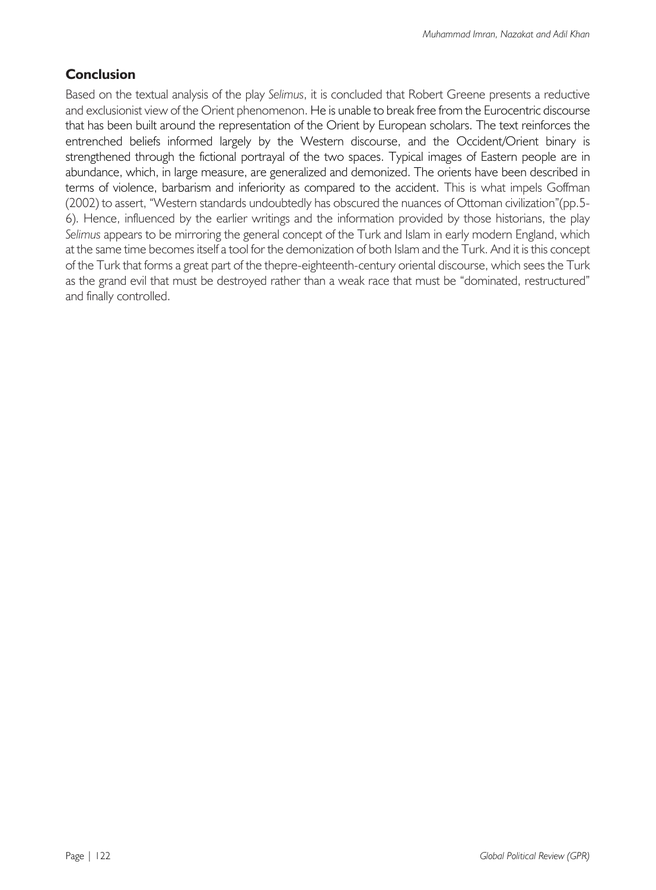## Conclusion

Based on the textual analysis of the play *Selimus*, it is concluded that Robert Greene presents a reductive and exclusionist view of the Orient phenomenon. He is unable to break free from the Eurocentric discourse that has been built around the representation of the Orient by European scholars. The text reinforces the entrenched beliefs informed largely by the Western discourse, and the Occident/Orient binary is strengthened through the fictional portrayal of the two spaces. Typical images of Eastern people are in abundance, which, in large measure, are generalized and demonized. The orients have been described in terms of violence, barbarism and inferiority as compared to the accident. This is what impels Goffman (2002) to assert, "Western standards undoubtedly has obscured the nuances of Ottoman civilization"(pp.5-6). Hence, influenced by the earlier writings and the information provided by those historians, the play *Selimus* appears to be mirroring the general concept of the Turk and Islam in early modern England, which at the same time becomes itself a tool for the demonization of both Islam and the Turk. And it is this concept of the Turk that forms a great part of the thepre-eighteenth-century oriental discourse, which sees the Turk as the grand evil that must be destroyed rather than a weak race that must be "dominated, restructured" and finally controlled.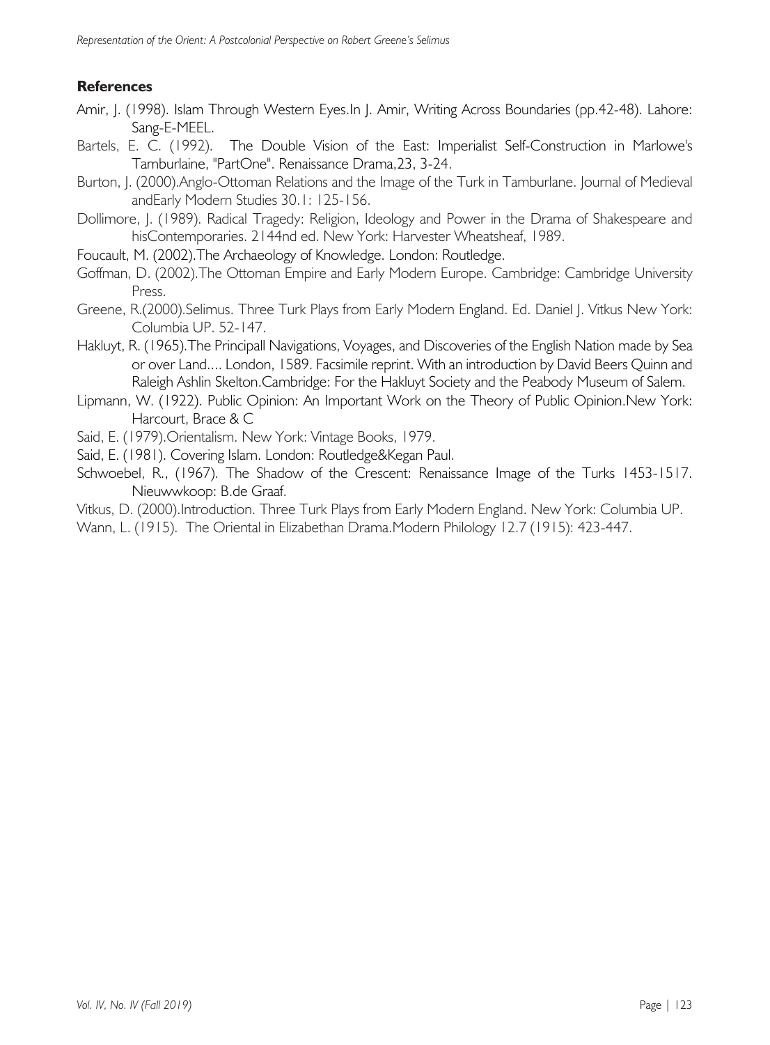## References

Amir, J. (1998). Islam Through Western Eyes.In J. Amir, Writing Across Boundaries (pp.42-48). Lahore: Sang-E-MEEL.

Bartels, E. C. (1992). The Double Vision of the East: Imperialist Self-Construction in Marlowe's Tamburlaine, "PartOne". Renaissance Drama,23, 3-24.

Burton, J. (2000).Anglo-Ottoman Relations and the Image of the Turk in Tamburlane. Journal of Medieval andEarly Modern Studies 30.1: 125-156.

Dollimore, J. (1989). Radical Tragedy: Religion, Ideology and Power in the Drama of Shakespeare and hisContemporaries. 2144nd ed. New York: Harvester Wheatsheaf, 1989.

Foucault, M. (2002).The Archaeology of Knowledge. London: Routledge.

Goffman, D. (2002).The Ottoman Empire and Early Modern Europe. Cambridge: Cambridge University Press.

Greene, R.(2000).Selimus. Three Turk Plays from Early Modern England. Ed. Daniel J. Vitkus New York: Columbia UP. 52-147.

Hakluyt, R. (1965).The Principall Navigations, Voyages, and Discoveries of the English Nation made by Sea or over Land.... London, 1589. Facsimile reprint. With an introduction by David Beers Quinn and Raleigh Ashlin Skelton.Cambridge: For the Hakluyt Society and the Peabody Museum of Salem.

Lipmann, W. (1922). Public Opinion: An Important Work on the Theory of Public Opinion.New York: Harcourt, Brace & C

Said, E. (1979).Orientalism. New York: Vintage Books, 1979.

Said, E. (1981). Covering Islam. London: Routledge&Kegan Paul.

Schwoebel, R., (1967). The Shadow of the Crescent: Renaissance Image of the Turks 1453-1517. Nieuwwkoop: B.de Graaf.

Vitkus, D. (2000).Introduction. Three Turk Plays from Early Modern England. New York: Columbia UP.

Wann, L. (1915). The Oriental in Elizabethan Drama.Modern Philology 12.7 (1915): 423-447.